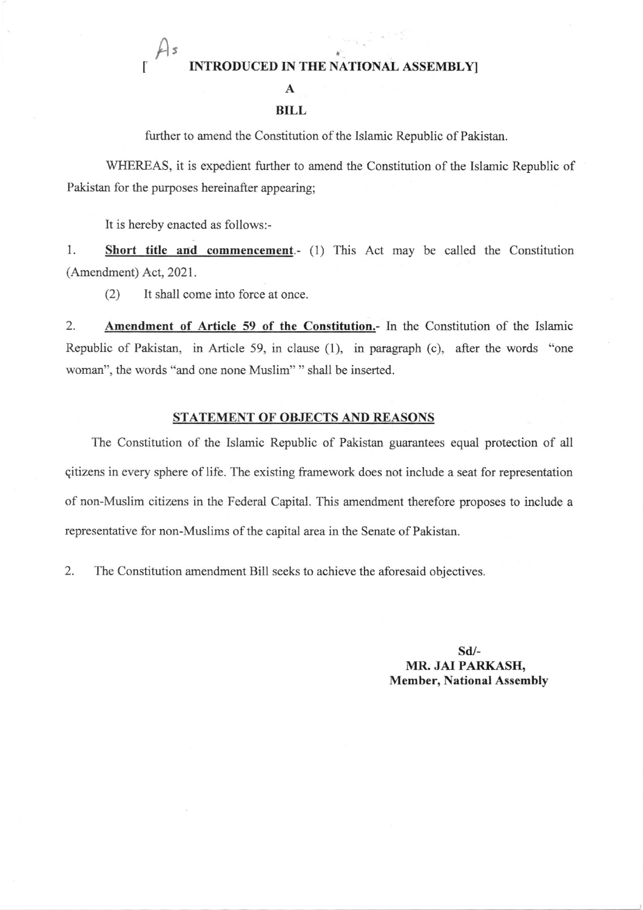As

[INTRODUCED IN THE NATIONAL ASSEMBLY]

**A**

**BILL**

further to amend the Constitution of the Islamic Republic of Pakistan.

WHEREAS, it is expedient further to amend the Constitution of the Islamic Republic of Pakistan for the purposes hereinafter appearing;

It is hereby enacted as follows:-

1. **Short title and commencement**.- (1) This Act may be called the Constitution (Amendment) Act, 2021.

   (2) It shall come into force at once.

2. **Amendment of Article 59 of the Constitution.**- In the Constitution of the Islamic Republic of Pakistan, in Article 59, in clause (1), in paragraph (c), after the words "one woman", the words "and one none Muslim" " shall be inserted.

## STATEMENT OF OBJECTS AND REASONS

The Constitution of the Islamic Republic of Pakistan guarantees equal protection of all çitizens in every sphere of life. The existing framework does not include a seat for representation of non-Muslim citizens in the Federal Capital. This amendment therefore proposes to include a representative for non-Muslims of the capital area in the Senate of Pakistan.

2. The Constitution amendment Bill seeks to achieve the aforesaid objectives.

**Sd/-**
**MR. JAI PARKASH,**
**Member, National Assembly**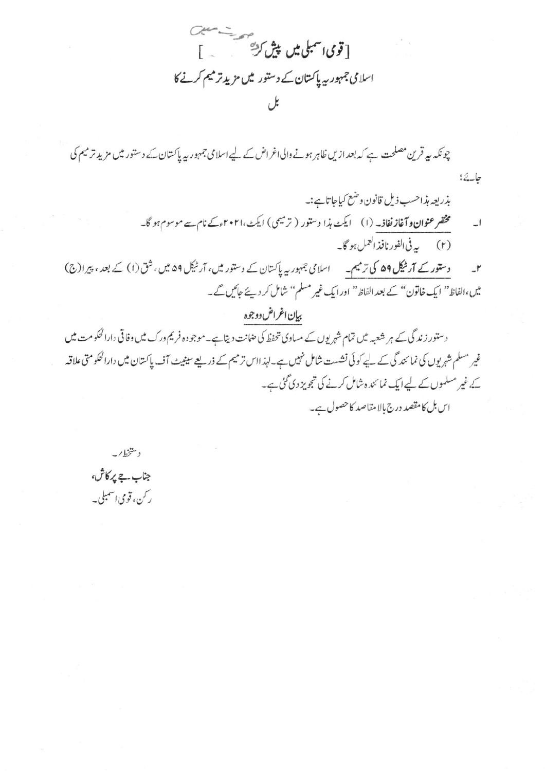[قومی اسمبلی میں پیش کردہ]

اسلامی جمہوریہ پاکستان کے دستور میں مزید ترمیم کرنے کا

بل

چونکہ یہ قرین مصلحت ہے کہ بعد ازیں ظاہر ہونے والی اغراض کے لیے اسلامی جمہوریہ پاکستان کے دستور میں مزید ترمیم کی جائے؛

بذریعہ ہذا حسب ذیل قانون وضع کیا جاتا ہے:-

۱۔ **مختصر عنوان و آغاز نفاذ۔** (۱) ایکٹ ہذا دستور (ترمیمی) ایکٹ، ۲۰۲۱ء کے نام سے موسوم ہو گا۔

(۲) یہ فی الفور نافذ العمل ہو گا۔

۲۔ **دستور کے آرٹیکل ۵۹ کی ترمیم۔** اسلامی جمہوریہ پاکستان کے دستور میں، آرٹیکل ۵۹ میں، شق (۱) کے بعد، پیرا (ج) میں، الفاظ "ایک خاتون" کے بعد الفاظ "اور ایک غیر مسلم" شامل کر دیئے جائیں گے۔

**بیان اغراض و وجوہ**

دستور زندگی کے ہر شعبہ میں تمام شہریوں کے مساوی تحفظ کی ضمانت دیتا ہے۔ موجودہ فریم ورک میں وفاقی دارالحکومت میں غیر مسلم شہریوں کی نمائندگی کے لیے کوئی نشست شامل نہیں ہے۔ لہذا اس ترمیم کے ذریعے سینیٹ آف پاکستان میں دارالحکومتی علاقہ کے غیر مسلموں کے لیے ایک نمائندہ شامل کرنے کی تجویز دی گئی ہے۔

اس بل کا مقصد درج بالا مقاصد کا حصول ہے۔

دستخط/-

**جناب۔ جے پرکاش،**

رکن، قومی اسمبلی۔